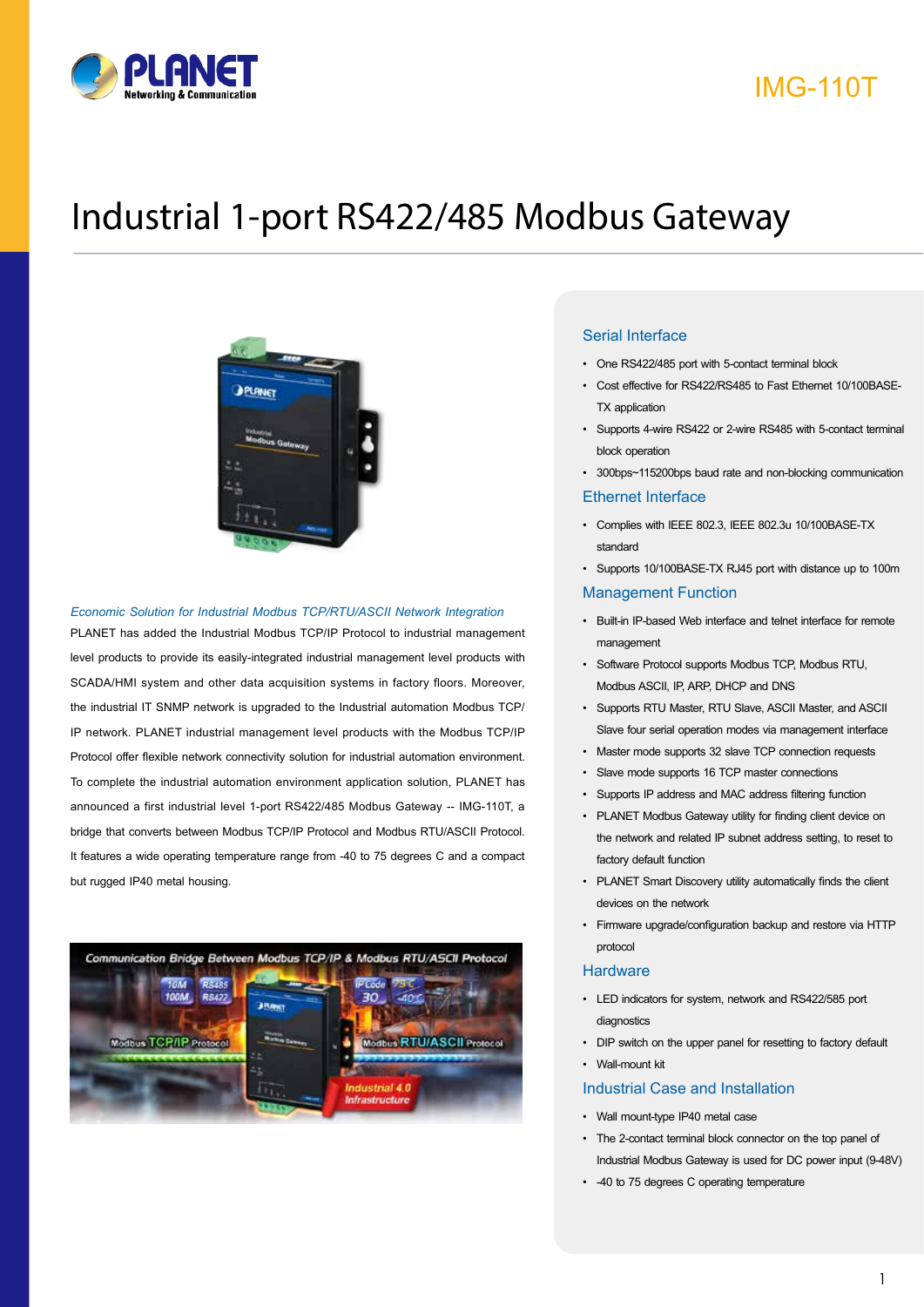IMG-110T

# Industrial 1-port RS422/485 Modbus Gateway

*Economic Solution for Industrial Modbus TCP/RTU/ASCII Network Integration*

PLANET has added the Industrial Modbus TCP/IP Protocol to industrial management level products to provide its easily-integrated industrial management level products with SCADA/HMI system and other data acquisition systems in factory floors. Moreover, the industrial IT SNMP network is upgraded to the Industrial automation Modbus TCP/IP network. PLANET industrial management level products with the Modbus TCP/IP Protocol offer flexible network connectivity solution for industrial automation environment. To complete the industrial automation environment application solution, PLANET has announced a first industrial level 1-port RS422/485 Modbus Gateway -- IMG-110T, a bridge that converts between Modbus TCP/IP Protocol and Modbus RTU/ASCII Protocol. It features a wide operating temperature range from -40 to 75 degrees C and a compact but rugged IP40 metal housing.

## Serial Interface

- One RS422/485 port with 5-contact terminal block
- Cost effective for RS422/RS485 to Fast Ethernet 10/100BASE-TX application
- Supports 4-wire RS422 or 2-wire RS485 with 5-contact terminal block operation
- 300bps~115200bps baud rate and non-blocking communication

## Ethernet Interface

- Complies with IEEE 802.3, IEEE 802.3u 10/100BASE-TX standard
- Supports 10/100BASE-TX RJ45 port with distance up to 100m

## Management Function

- Built-in IP-based Web interface and telnet interface for remote management
- Software Protocol supports Modbus TCP, Modbus RTU, Modbus ASCII, IP, ARP, DHCP and DNS
- Supports RTU Master, RTU Slave, ASCII Master, and ASCII Slave four serial operation modes via management interface
- Master mode supports 32 slave TCP connection requests
- Slave mode supports 16 TCP master connections
- Supports IP address and MAC address filtering function
- PLANET Modbus Gateway utility for finding client device on the network and related IP subnet address setting, to reset to factory default function
- PLANET Smart Discovery utility automatically finds the client devices on the network
- Firmware upgrade/configuration backup and restore via HTTP protocol

## Hardware

- LED indicators for system, network and RS422/585 port diagnostics
- DIP switch on the upper panel for resetting to factory default
- Wall-mount kit

## Industrial Case and Installation

- Wall mount-type IP40 metal case
- The 2-contact terminal block connector on the top panel of Industrial Modbus Gateway is used for DC power input (9-48V)
- -40 to 75 degrees C operating temperature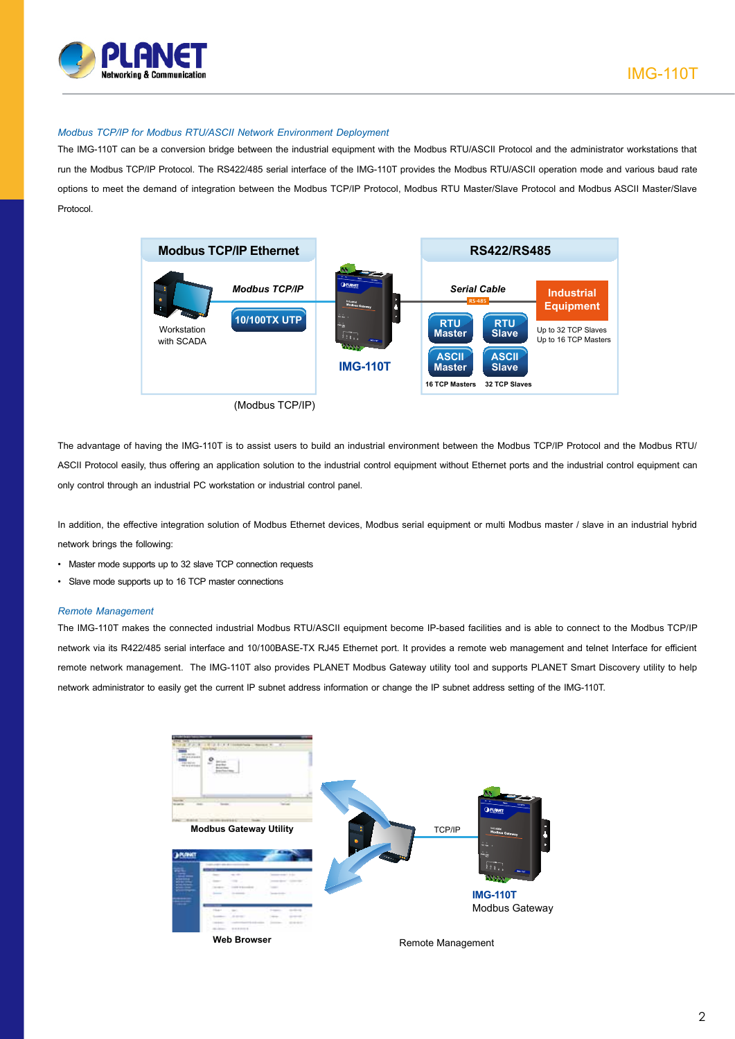### *Modbus TCP/IP for Modbus RTU/ASCII Network Environment Deployment*

The IMG-110T can be a conversion bridge between the industrial equipment with the Modbus RTU/ASCII Protocol and the administrator workstations that run the Modbus TCP/IP Protocol. The RS422/485 serial interface of the IMG-110T provides the Modbus RTU/ASCII operation mode and various baud rate options to meet the demand of integration between the Modbus TCP/IP Protocol, Modbus RTU Master/Slave Protocol and Modbus ASCII Master/Slave Protocol.

Modbus TCP/IP Ethernet | RS422/RS485

Workstation with SCADA — Modbus TCP/IP — 10/100TX UTP — IMG-110T — Serial Cable (RS-485) — Industrial Equipment

RTU Master, RTU Slave, ASCII Master, ASCII Slave

Up to 32 TCP Slaves
Up to 16 TCP Masters

16 TCP Masters — 32 TCP Slaves

(Modbus TCP/IP)

The advantage of having the IMG-110T is to assist users to build an industrial environment between the Modbus TCP/IP Protocol and the Modbus RTU/ASCII Protocol easily, thus offering an application solution to the industrial control equipment without Ethernet ports and the industrial control equipment can only control through an industrial PC workstation or industrial control panel.

In addition, the effective integration solution of Modbus Ethernet devices, Modbus serial equipment or multi Modbus master / slave in an industrial hybrid network brings the following:

- Master mode supports up to 32 slave TCP connection requests
- Slave mode supports up to 16 TCP master connections

### *Remote Management*

The IMG-110T makes the connected industrial Modbus RTU/ASCII equipment become IP-based facilities and is able to connect to the Modbus TCP/IP network via its R422/485 serial interface and 10/100BASE-TX RJ45 Ethernet port. It provides a remote web management and telnet Interface for efficient remote network management. The IMG-110T also provides PLANET Modbus Gateway utility tool and supports PLANET Smart Discovery utility to help network administrator to easily get the current IP subnet address information or change the IP subnet address setting of the IMG-110T.

Modbus Gateway Utility — Web Browser — TCP/IP — IMG-110T Modbus Gateway

Remote Management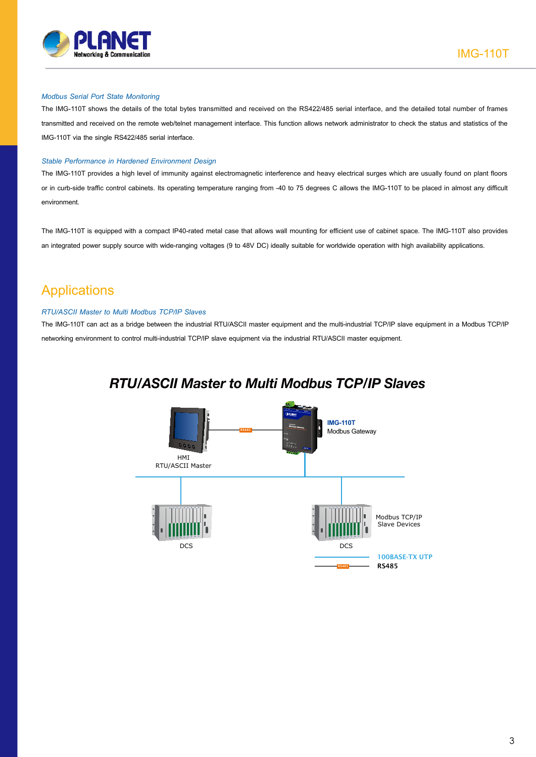*Modbus Serial Port State Monitoring*

The IMG-110T shows the details of the total bytes transmitted and received on the RS422/485 serial interface, and the detailed total number of frames transmitted and received on the remote web/telnet management interface. This function allows network administrator to check the status and statistics of the IMG-110T via the single RS422/485 serial interface.

*Stable Performance in Hardened Environment Design*

The IMG-110T provides a high level of immunity against electromagnetic interference and heavy electrical surges which are usually found on plant floors or in curb-side traffic control cabinets. Its operating temperature ranging from -40 to 75 degrees C allows the IMG-110T to be placed in almost any difficult environment.

The IMG-110T is equipped with a compact IP40-rated metal case that allows wall mounting for efficient use of cabinet space. The IMG-110T also provides an integrated power supply source with wide-ranging voltages (9 to 48V DC) ideally suitable for worldwide operation with high availability applications.

## Applications

*RTU/ASCII Master to Multi Modbus TCP/IP Slaves*

The IMG-110T can act as a bridge between the industrial RTU/ASCII master equipment and the multi-industrial TCP/IP slave equipment in a Modbus TCP/IP networking environment to control multi-industrial TCP/IP slave equipment via the industrial RTU/ASCII master equipment.

### *RTU/ASCII Master to Multi Modbus TCP/IP Slaves*

HMI
RTU/ASCII Master

RS485

**IMG-110T**
Modbus Gateway

DCS

DCS

Modbus TCP/IP
Slave Devices

100BASE-TX UTP
**RS485**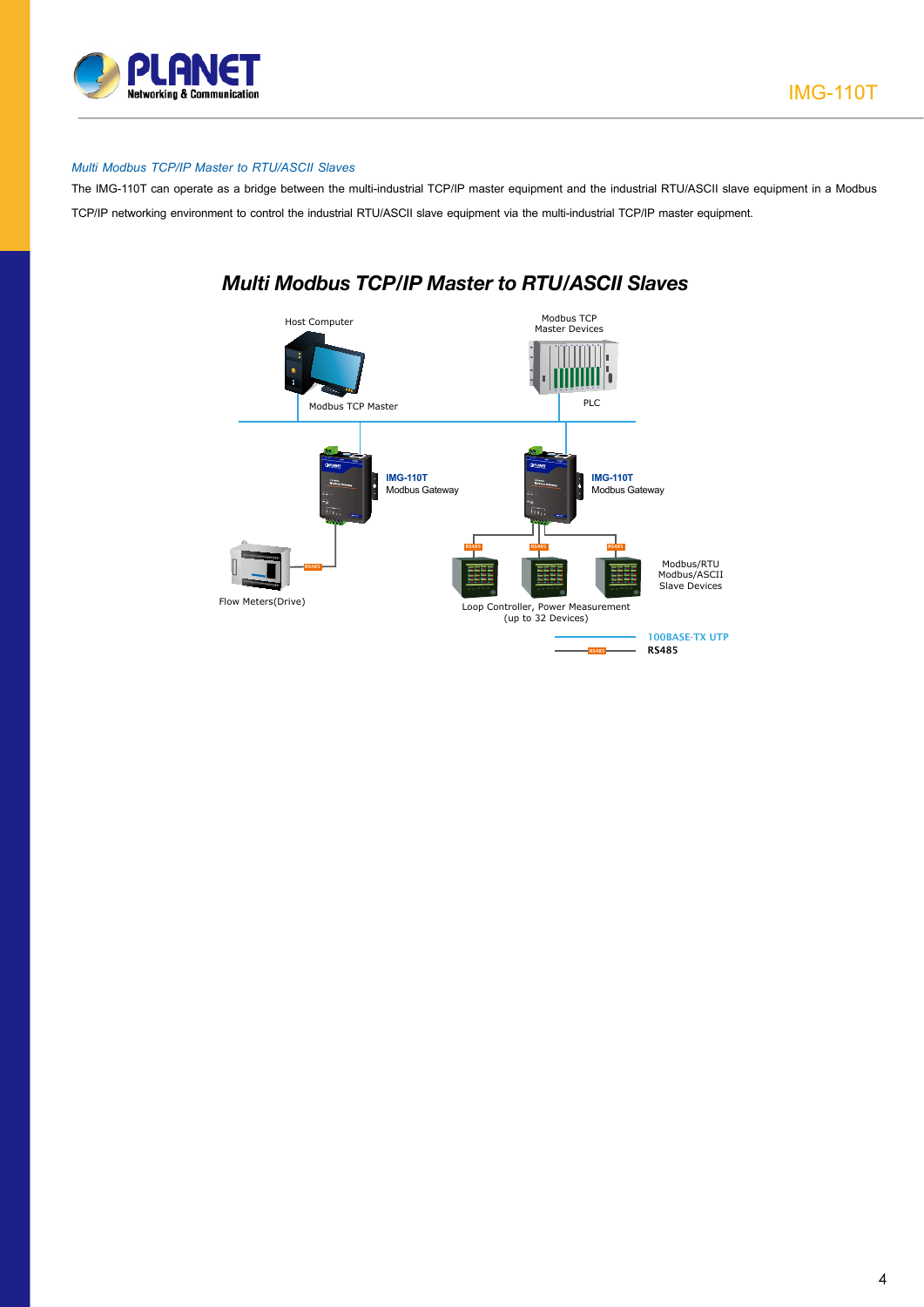*Multi Modbus TCP/IP Master to RTU/ASCII Slaves*

The IMG-110T can operate as a bridge between the multi-industrial TCP/IP master equipment and the industrial RTU/ASCII slave equipment in a Modbus TCP/IP networking environment to control the industrial RTU/ASCII slave equipment via the multi-industrial TCP/IP master equipment.

## Multi Modbus TCP/IP Master to RTU/ASCII Slaves

Host Computer

Modbus TCP Master

Modbus TCP Master Devices

PLC

**IMG-110T** Modbus Gateway

**IMG-110T** Modbus Gateway

Flow Meters(Drive)

Loop Controller, Power Measurement (up to 32 Devices)

Modbus/RTU Modbus/ASCII Slave Devices

100BASE-TX UTP

RS485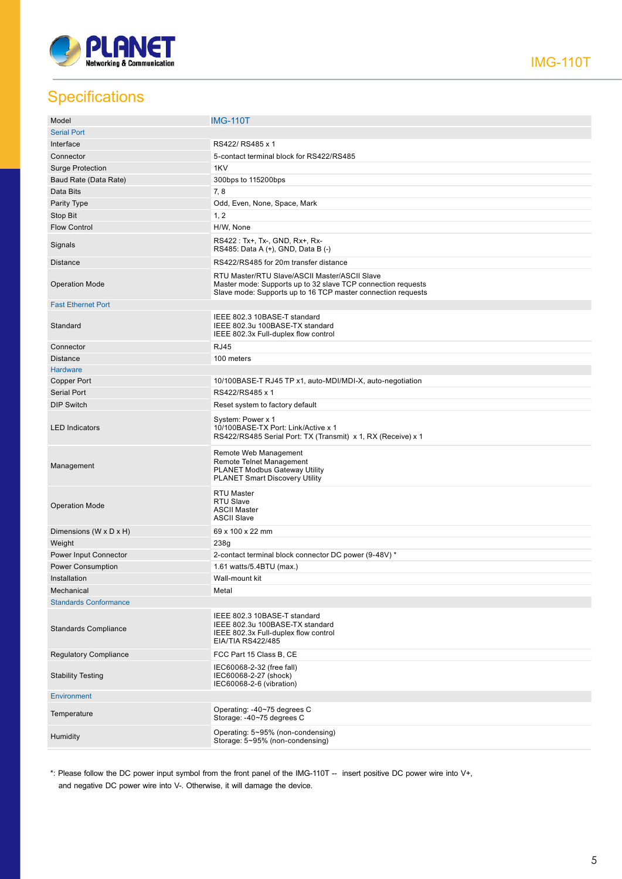## Specifications

| Model | IMG-110T |
|---|---|
| **Serial Port** | |
| Interface | RS422/ RS485 x 1 |
| Connector | 5-contact terminal block for RS422/RS485 |
| Surge Protection | 1KV |
| Baud Rate (Data Rate) | 300bps to 115200bps |
| Data Bits | 7, 8 |
| Parity Type | Odd, Even, None, Space, Mark |
| Stop Bit | 1, 2 |
| Flow Control | H/W, None |
| Signals | RS422 : Tx+, Tx-, GND, Rx+, Rx-<br>RS485: Data A (+), GND, Data B (-) |
| Distance | RS422/RS485 for 20m transfer distance |
| Operation Mode | RTU Master/RTU Slave/ASCII Master/ASCII Slave<br>Master mode: Supports up to 32 slave TCP connection requests<br>Slave mode: Supports up to 16 TCP master connection requests |
| **Fast Ethernet Port** | |
| Standard | IEEE 802.3 10BASE-T standard<br>IEEE 802.3u 100BASE-TX standard<br>IEEE 802.3x Full-duplex flow control |
| Connector | RJ45 |
| Distance | 100 meters |
| **Hardware** | |
| Copper Port | 10/100BASE-T RJ45 TP x1, auto-MDI/MDI-X, auto-negotiation |
| Serial Port | RS422/RS485 x 1 |
| DIP Switch | Reset system to factory default |
| LED Indicators | System: Power x 1<br>10/100BASE-TX Port: Link/Active x 1<br>RS422/RS485 Serial Port: TX (Transmit) x 1, RX (Receive) x 1 |
| Management | Remote Web Management<br>Remote Telnet Management<br>PLANET Modbus Gateway Utility<br>PLANET Smart Discovery Utility |
| Operation Mode | RTU Master<br>RTU Slave<br>ASCII Master<br>ASCII Slave |
| Dimensions (W x D x H) | 69 x 100 x 22 mm |
| Weight | 238g |
| Power Input Connector | 2-contact terminal block connector DC power (9-48V) * |
| Power Consumption | 1.61 watts/5.4BTU (max.) |
| Installation | Wall-mount kit |
| Mechanical | Metal |
| **Standards Conformance** | |
| Standards Compliance | IEEE 802.3 10BASE-T standard<br>IEEE 802.3u 100BASE-TX standard<br>IEEE 802.3x Full-duplex flow control<br>EIA/TIA RS422/485 |
| Regulatory Compliance | FCC Part 15 Class B, CE |
| Stability Testing | IEC60068-2-32 (free fall)<br>IEC60068-2-27 (shock)<br>IEC60068-2-6 (vibration) |
| **Environment** | |
| Temperature | Operating: -40~75 degrees C<br>Storage: -40~75 degrees C |
| Humidity | Operating: 5~95% (non-condensing)<br>Storage: 5~95% (non-condensing) |

*: Please follow the DC power input symbol from the front panel of the IMG-110T -- insert positive DC power wire into V+, and negative DC power wire into V-. Otherwise, it will damage the device.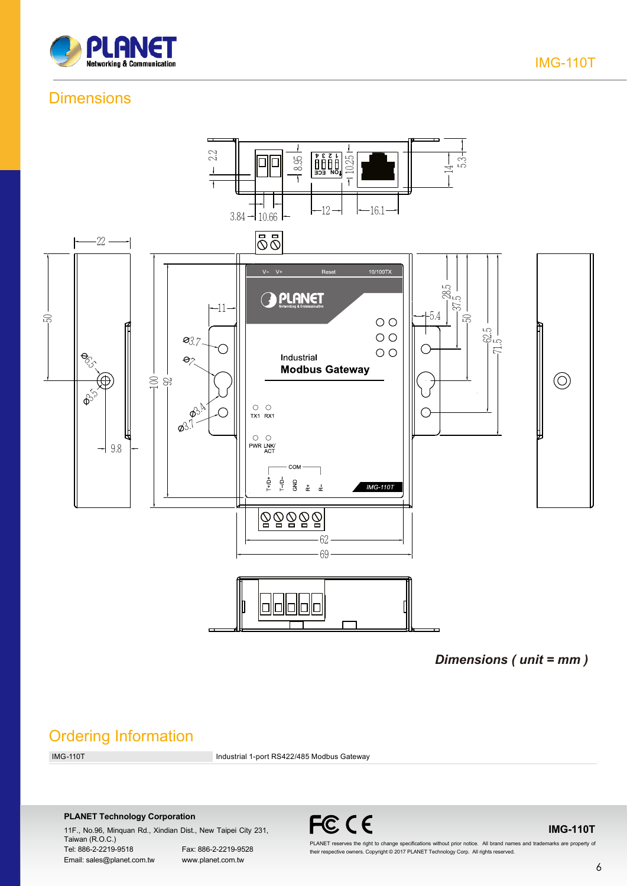## Dimensions

*Dimensions ( unit = mm )*

## Ordering Information

| | |
|---|---|
| IMG-110T | Industrial 1-port RS422/485 Modbus Gateway |

**PLANET Technology Corporation**

11F., No.96, Minquan Rd., Xindian Dist., New Taipei City 231, Taiwan (R.O.C.)

Tel: 886-2-2219-9518 Fax: 886-2-2219-9528

Email: sales@planet.com.tw www.planet.com.tw

**IMG-110T**

PLANET reserves the right to change specifications without prior notice. All brand names and trademarks are property of their respective owners. Copyright © 2017 PLANET Technology Corp. All rights reserved.